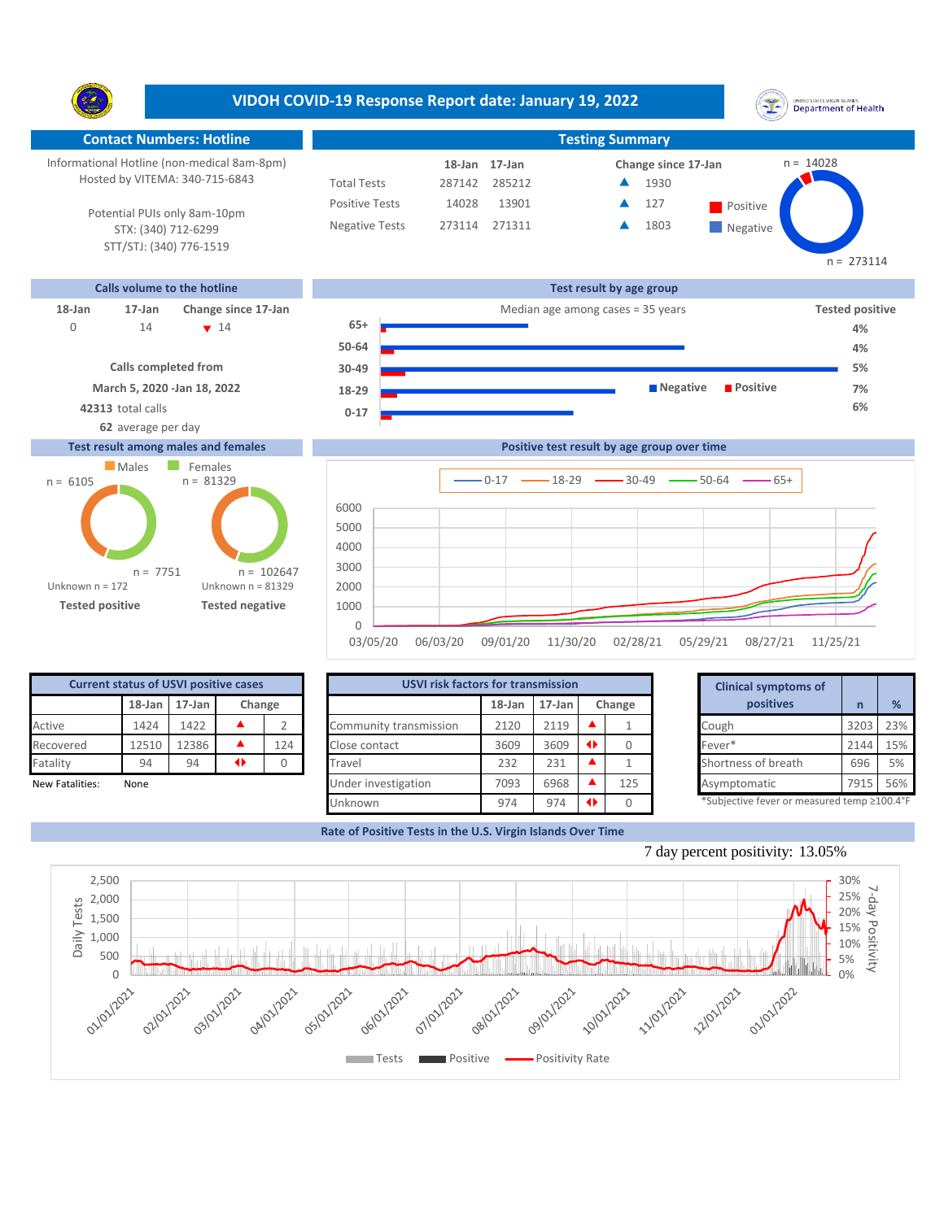# VIDOH COVID-19 Response Report date: January 19, 2022

## Contact Numbers: Hotline

Informational Hotline (non-medical 8am-8pm)
Hosted by VITEMA: 340-715-6843

Potential PUIs only 8am-10pm
STX: (340) 712-6299
STT/STJ: (340) 776-1519

## Testing Summary

| | 18-Jan | 17-Jan | Change since 17-Jan |
|---|---|---|---|
| Total Tests | 287142 | 285212 | ▲ 1930 |
| Positive Tests | 14028 | 13901 | ▲ 127 |
| Negative Tests | 273114 | 271311 | ▲ 1803 |

Positive n = 14028
Negative n = 273114

## Calls volume to the hotline

| 18-Jan | 17-Jan | Change since 17-Jan |
|---|---|---|
| 0 | 14 | ▼ 14 |

**Calls completed from**
**March 5, 2020 -Jan 18, 2022**
**42313** total calls
**62** average per day

## Test result by age group

Median age among cases = 35 years

| Age group | Tested positive |
|---|---|
| 65+ | 4% |
| 50-64 | 4% |
| 30-49 | 5% |
| 18-29 | 7% |
| 0-17 | 6% |

## Test result among males and females

| | Males | Females |
|---|---|---|
| Tested positive | n = 6105 | n = 7751 |
| Tested negative | n = 81329 | n = 102647 |

Unknown n = 172 (Tested positive)
Unknown n = 81329 (Tested negative)

## Positive test result by age group over time

Series: 0-17, 18-29, 30-49, 50-64, 65+ (03/05/20 to 11/25/21)

## Current status of USVI positive cases

| | 18-Jan | 17-Jan | Change |
|---|---|---|---|
| Active | 1424 | 1422 | ▲ 2 |
| Recovered | 12510 | 12386 | ▲ 124 |
| Fatality | 94 | 94 | ◄► 0 |

New Fatalities: None

## USVI risk factors for transmission

| | 18-Jan | 17-Jan | Change |
|---|---|---|---|
| Community transmission | 2120 | 2119 | ▲ 1 |
| Close contact | 3609 | 3609 | ◄► 0 |
| Travel | 232 | 231 | ▲ 1 |
| Under investigation | 7093 | 6968 | ▲ 125 |
| Unknown | 974 | 974 | ◄► 0 |

## Clinical symptoms of positives

| | n | % |
|---|---|---|
| Cough | 3203 | 23% |
| Fever* | 2144 | 15% |
| Shortness of breath | 696 | 5% |
| Asymptomatic | 7915 | 56% |

*Subjective fever or measured temp ≥100.4°F

## Rate of Positive Tests in the U.S. Virgin Islands Over Time

7 day percent positivity: 13.05%

Legend: Tests, Positive, Positivity Rate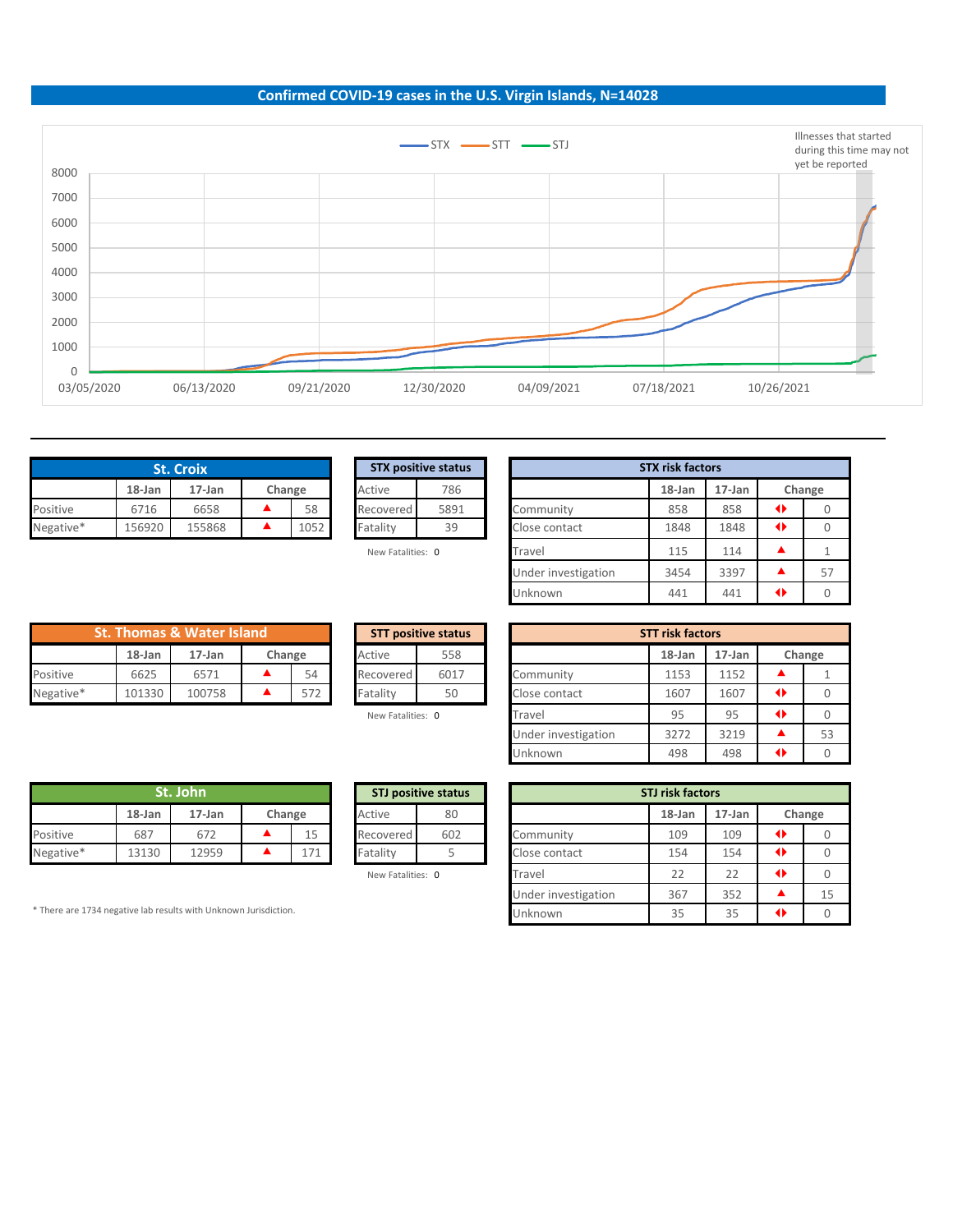## Confirmed COVID-19 cases in the U.S. Virgin Islands, N=14028

STX STT STJ

Illnesses that started during this time may not yet be reported

8000
7000
6000
5000
4000
3000
2000
1000
0

03/05/2020 06/13/2020 09/21/2020 12/30/2020 04/09/2021 07/18/2021 10/26/2021

| St. Croix | 18-Jan | 17-Jan | Change | |
|---|---|---|---|---|
| Positive | 6716 | 6658 | ▲ | 58 |
| Negative* | 156920 | 155868 | ▲ | 1052 |

| STX positive status | |
|---|---|
| Active | 786 |
| Recovered | 5891 |
| Fatality | 39 |

New Fatalities: 0

| STX risk factors | 18-Jan | 17-Jan | Change | |
|---|---|---|---|---|
| Community | 858 | 858 | ◆ | 0 |
| Close contact | 1848 | 1848 | ◆ | 0 |
| Travel | 115 | 114 | ▲ | 1 |
| Under investigation | 3454 | 3397 | ▲ | 57 |
| Unknown | 441 | 441 | ◆ | 0 |

| St. Thomas & Water Island | 18-Jan | 17-Jan | Change | |
|---|---|---|---|---|
| Positive | 6625 | 6571 | ▲ | 54 |
| Negative* | 101330 | 100758 | ▲ | 572 |

| STT positive status | |
|---|---|
| Active | 558 |
| Recovered | 6017 |
| Fatality | 50 |

New Fatalities: 0

| STT risk factors | 18-Jan | 17-Jan | Change | |
|---|---|---|---|---|
| Community | 1153 | 1152 | ▲ | 1 |
| Close contact | 1607 | 1607 | ◆ | 0 |
| Travel | 95 | 95 | ◆ | 0 |
| Under investigation | 3272 | 3219 | ▲ | 53 |
| Unknown | 498 | 498 | ◆ | 0 |

| St. John | 18-Jan | 17-Jan | Change | |
|---|---|---|---|---|
| Positive | 687 | 672 | ▲ | 15 |
| Negative* | 13130 | 12959 | ▲ | 171 |

| STJ positive status | |
|---|---|
| Active | 80 |
| Recovered | 602 |
| Fatality | 5 |

New Fatalities: 0

| STJ risk factors | 18-Jan | 17-Jan | Change | |
|---|---|---|---|---|
| Community | 109 | 109 | ◆ | 0 |
| Close contact | 154 | 154 | ◆ | 0 |
| Travel | 22 | 22 | ◆ | 0 |
| Under investigation | 367 | 352 | ▲ | 15 |
| Unknown | 35 | 35 | ◆ | 0 |

* There are 1734 negative lab results with Unknown Jurisdiction.